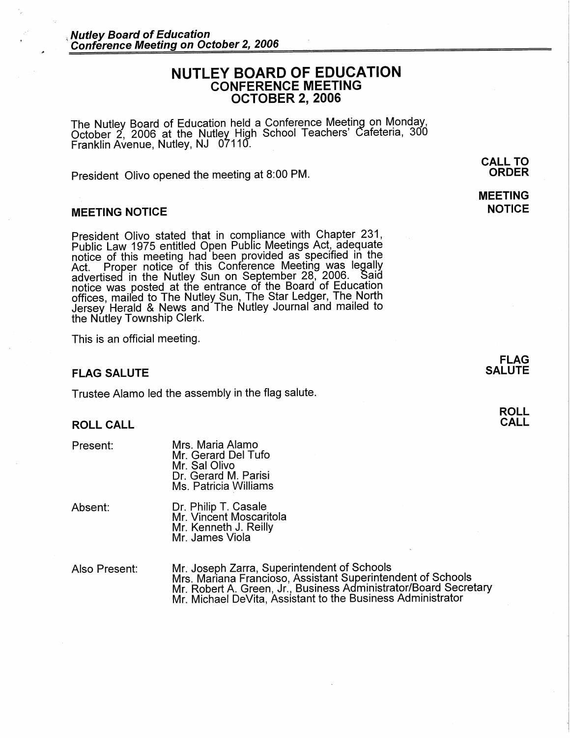# NUTLEY BOARD OF EDUCATION
## CONFERENCE MEETING
## OCTOBER 2, 2006

The Nutley Board of Education held a Conference Meeting on Monday, October 2, 2006 at the Nutley High School Teachers' Cafeteria, 300 Franklin Avenue, Nutley, NJ 07110.

**CALL TO ORDER**

President Olivo opened the meeting at 8:00 PM.

### MEETING NOTICE

President Olivo stated that in compliance with Chapter 231, Public Law 1975 entitled Open Public Meetings Act, adequate notice of this meeting had been provided as specified in the Act. Proper notice of this Conference Meeting was legally advertised in the Nutley Sun on September 28, 2006. Said notice was posted at the entrance of the Board of Education offices, mailed to The Nutley Sun, The Star Ledger, The North Jersey Herald & News and The Nutley Journal and mailed to the Nutley Township Clerk.

This is an official meeting.

### FLAG SALUTE

Trustee Alamo led the assembly in the flag salute.

### ROLL CALL

Present:
- Mrs. Maria Alamo
- Mr. Gerard Del Tufo
- Mr. Sal Olivo
- Dr. Gerard M. Parisi
- Ms. Patricia Williams

Absent:
- Dr. Philip T. Casale
- Mr. Vincent Moscaritola
- Mr. Kenneth J. Reilly
- Mr. James Viola

Also Present:
- Mr. Joseph Zarra, Superintendent of Schools
- Mrs. Mariana Francioso, Assistant Superintendent of Schools
- Mr. Robert A. Green, Jr., Business Administrator/Board Secretary
- Mr. Michael DeVita, Assistant to the Business Administrator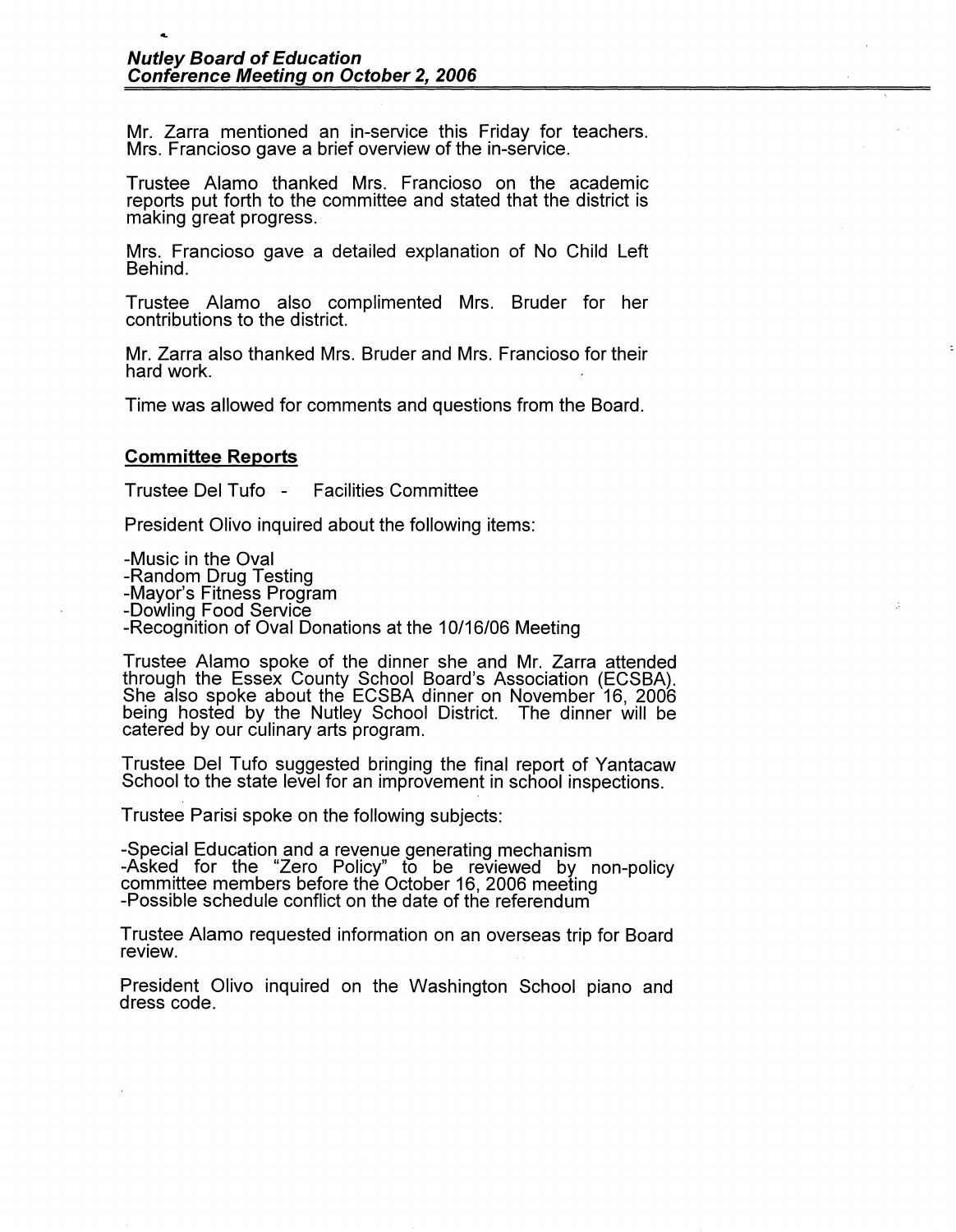Mr. Zarra mentioned an in-service this Friday for teachers. Mrs. Francioso gave a brief overview of the in-service.

Trustee Alamo thanked Mrs. Francioso on the academic reports put forth to the committee and stated that the district is making great progress.

Mrs. Francioso gave a detailed explanation of No Child Left Behind.

Trustee Alamo also complimented Mrs. Bruder for her contributions to the district.

Mr. Zarra also thanked Mrs. Bruder and Mrs. Francioso for their hard work.

Time was allowed for comments and questions from the Board.

## Committee Reports

Trustee Del Tufo - Facilities Committee

President Olivo inquired about the following items:

-Music in the Oval
-Random Drug Testing
-Mayor's Fitness Program
-Dowling Food Service
-Recognition of Oval Donations at the 10/16/06 Meeting

Trustee Alamo spoke of the dinner she and Mr. Zarra attended through the Essex County School Board's Association (ECSBA). She also spoke about the ECSBA dinner on November 16, 2006 being hosted by the Nutley School District. The dinner will be catered by our culinary arts program.

Trustee Del Tufo suggested bringing the final report of Yantacaw School to the state level for an improvement in school inspections.

Trustee Parisi spoke on the following subjects:

-Special Education and a revenue generating mechanism
-Asked for the "Zero Policy" to be reviewed by non-policy committee members before the October 16, 2006 meeting
-Possible schedule conflict on the date of the referendum

Trustee Alamo requested information on an overseas trip for Board review.

President Olivo inquired on the Washington School piano and dress code.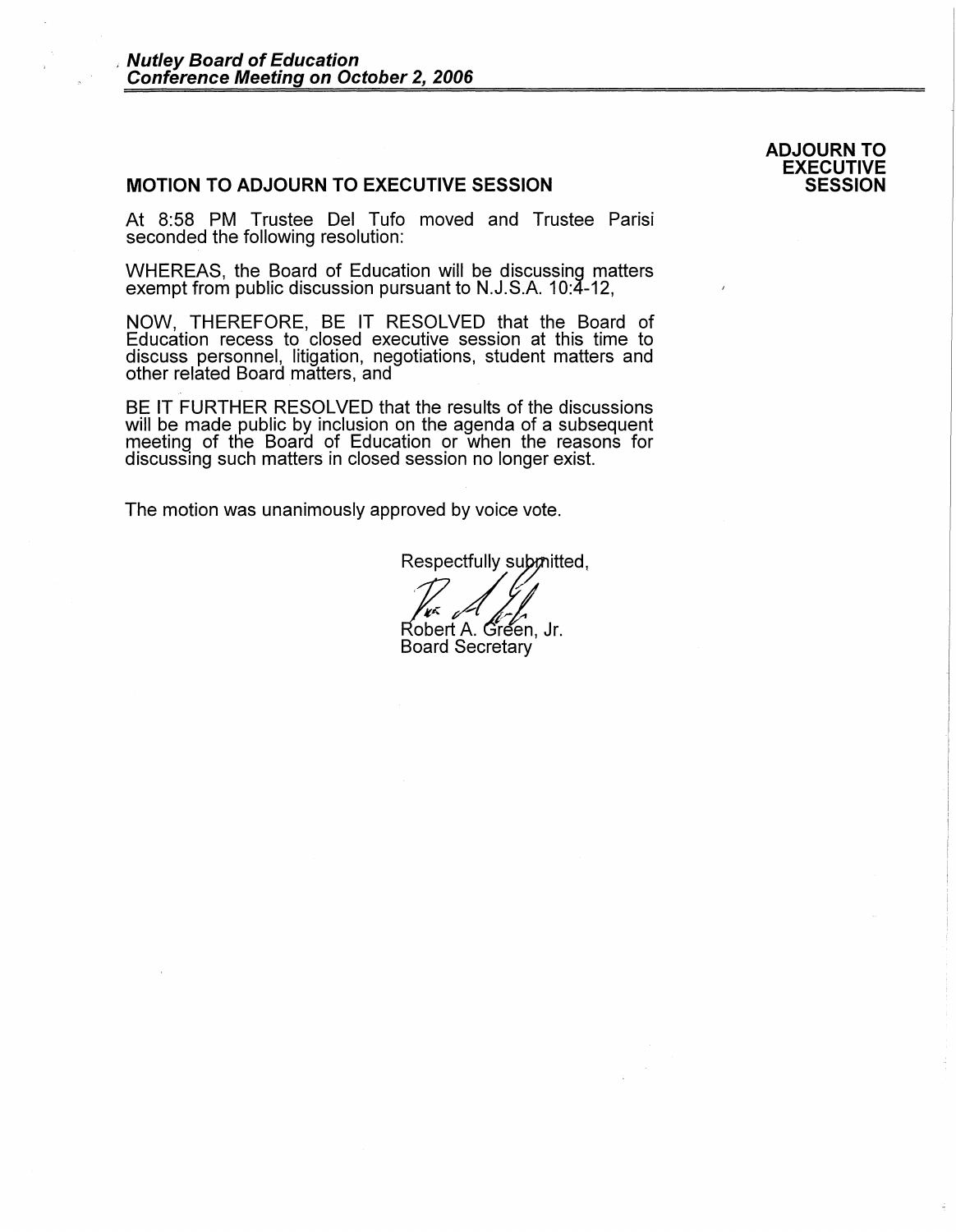## MOTION TO ADJOURN TO EXECUTIVE SESSION

**ADJOURN TO EXECUTIVE SESSION**

At 8:58 PM Trustee Del Tufo moved and Trustee Parisi seconded the following resolution:

WHEREAS, the Board of Education will be discussing matters exempt from public discussion pursuant to N.J.S.A. 10:4-12,

NOW, THEREFORE, BE IT RESOLVED that the Board of Education recess to closed executive session at this time to discuss personnel, litigation, negotiations, student matters and other related Board matters, and

BE IT FURTHER RESOLVED that the results of the discussions will be made public by inclusion on the agenda of a subsequent meeting of the Board of Education or when the reasons for discussing such matters in closed session no longer exist.

The motion was unanimously approved by voice vote.

Respectfully submitted,

Robert A. Green, Jr.
Board Secretary